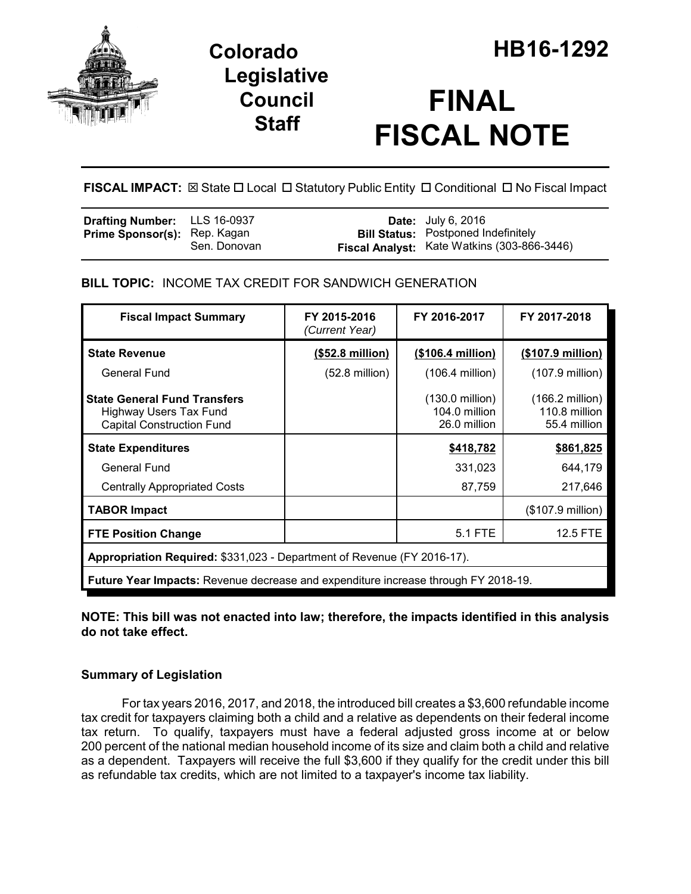# Colorado Legislative Council Staff

# HB16-1292

# FINAL FISCAL NOTE

**FISCAL IMPACT:** ☒ State ☐ Local ☐ Statutory Public Entity ☐ Conditional ☐ No Fiscal Impact

| | | | |
|---|---|---|---|
| **Drafting Number:** | LLS 16-0937 | **Date:** | July 6, 2016 |
| **Prime Sponsor(s):** | Rep. Kagan<br>Sen. Donovan | **Bill Status:** | Postponed Indefinitely |
| | | **Fiscal Analyst:** | Kate Watkins (303-866-3446) |

**BILL TOPIC:** INCOME TAX CREDIT FOR SANDWICH GENERATION

| Fiscal Impact Summary | FY 2015-2016 *(Current Year)* | FY 2016-2017 | FY 2017-2018 |
|---|---|---|---|
| **State Revenue** | **($52.8 million)** | **($106.4 million)** | **($107.9 million)** |
| General Fund | (52.8 million) | (106.4 million) | (107.9 million) |
| **State General Fund Transfers** | | (130.0 million) | (166.2 million) |
| Highway Users Tax Fund | | 104.0 million | 110.8 million |
| Capital Construction Fund | | 26.0 million | 55.4 million |
| **State Expenditures** | | **$418,782** | **$861,825** |
| General Fund | | 331,023 | 644,179 |
| Centrally Appropriated Costs | | 87,759 | 217,646 |
| **TABOR Impact** | | | ($107.9 million) |
| **FTE Position Change** | | 5.1 FTE | 12.5 FTE |
| **Appropriation Required:** $331,023 - Department of Revenue (FY 2016-17). | | | |
| **Future Year Impacts:** Revenue decrease and expenditure increase through FY 2018-19. | | | |

**NOTE: This bill was not enacted into law; therefore, the impacts identified in this analysis do not take effect.**

### Summary of Legislation

For tax years 2016, 2017, and 2018, the introduced bill creates a $3,600 refundable income tax credit for taxpayers claiming both a child and a relative as dependents on their federal income tax return. To qualify, taxpayers must have a federal adjusted gross income at or below 200 percent of the national median household income of its size and claim both a child and relative as a dependent. Taxpayers will receive the full $3,600 if they qualify for the credit under this bill as refundable tax credits, which are not limited to a taxpayer's income tax liability.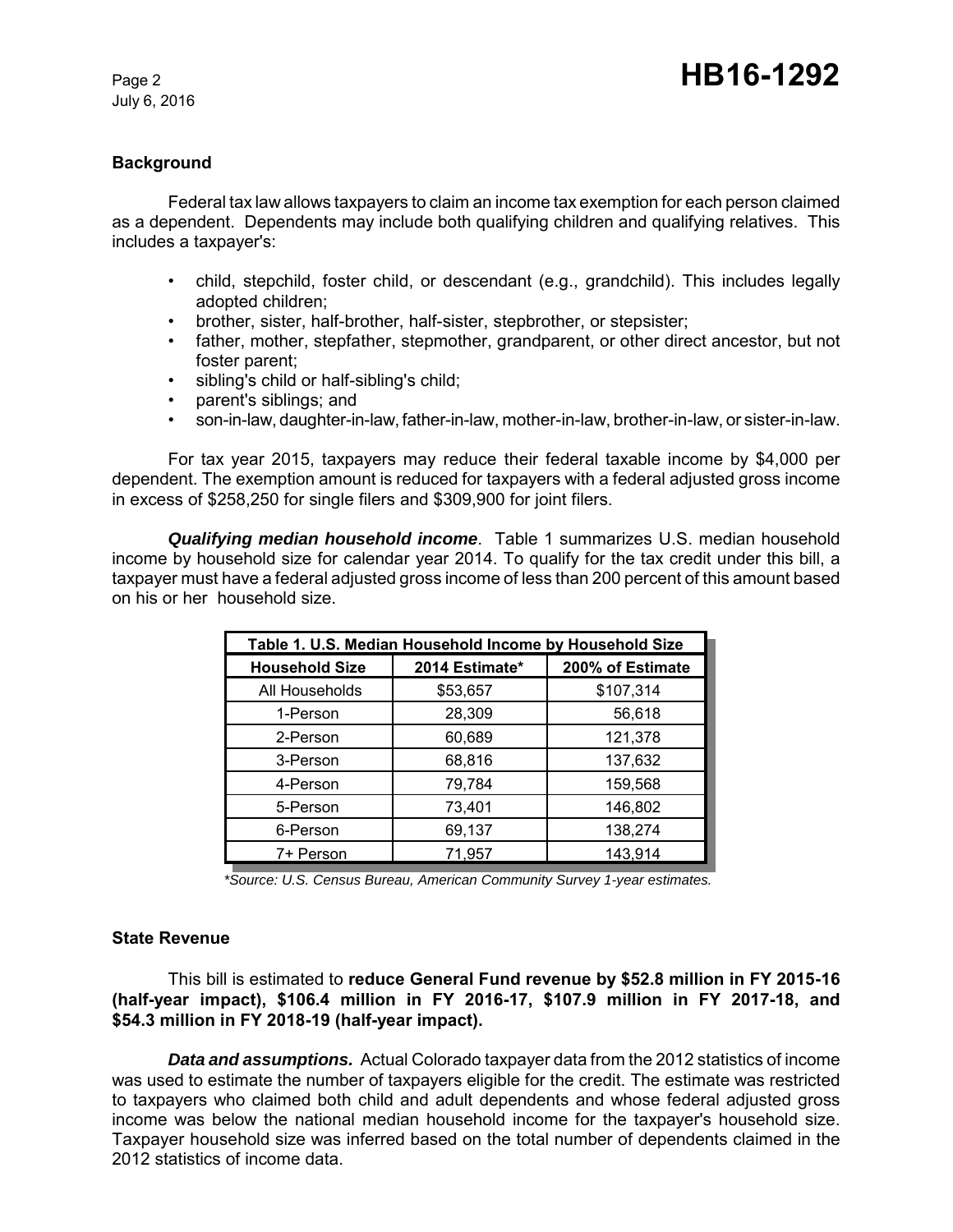## Background

Federal tax law allows taxpayers to claim an income tax exemption for each person claimed as a dependent. Dependents may include both qualifying children and qualifying relatives. This includes a taxpayer's:

- child, stepchild, foster child, or descendant (e.g., grandchild). This includes legally adopted children;
- brother, sister, half-brother, half-sister, stepbrother, or stepsister;
- father, mother, stepfather, stepmother, grandparent, or other direct ancestor, but not foster parent;
- sibling's child or half-sibling's child;
- parent's siblings; and
- son-in-law, daughter-in-law, father-in-law, mother-in-law, brother-in-law, or sister-in-law.

For tax year 2015, taxpayers may reduce their federal taxable income by $4,000 per dependent. The exemption amount is reduced for taxpayers with a federal adjusted gross income in excess of $258,250 for single filers and $309,900 for joint filers.

***Qualifying median household income***. Table 1 summarizes U.S. median household income by household size for calendar year 2014. To qualify for the tax credit under this bill, a taxpayer must have a federal adjusted gross income of less than 200 percent of this amount based on his or her household size.

**Table 1. U.S. Median Household Income by Household Size**

| Household Size | 2014 Estimate* | 200% of Estimate |
|---|---|---|
| All Households | $53,657 | $107,314 |
| 1-Person | 28,309 | 56,618 |
| 2-Person | 60,689 | 121,378 |
| 3-Person | 68,816 | 137,632 |
| 4-Person | 79,784 | 159,568 |
| 5-Person | 73,401 | 146,802 |
| 6-Person | 69,137 | 138,274 |
| 7+ Person | 71,957 | 143,914 |

*\*Source: U.S. Census Bureau, American Community Survey 1-year estimates.*

## State Revenue

This bill is estimated to **reduce General Fund revenue by $52.8 million in FY 2015-16 (half-year impact), $106.4 million in FY 2016-17, $107.9 million in FY 2017-18, and $54.3 million in FY 2018-19 (half-year impact).**

***Data and assumptions.*** Actual Colorado taxpayer data from the 2012 statistics of income was used to estimate the number of taxpayers eligible for the credit. The estimate was restricted to taxpayers who claimed both child and adult dependents and whose federal adjusted gross income was below the national median household income for the taxpayer's household size. Taxpayer household size was inferred based on the total number of dependents claimed in the 2012 statistics of income data.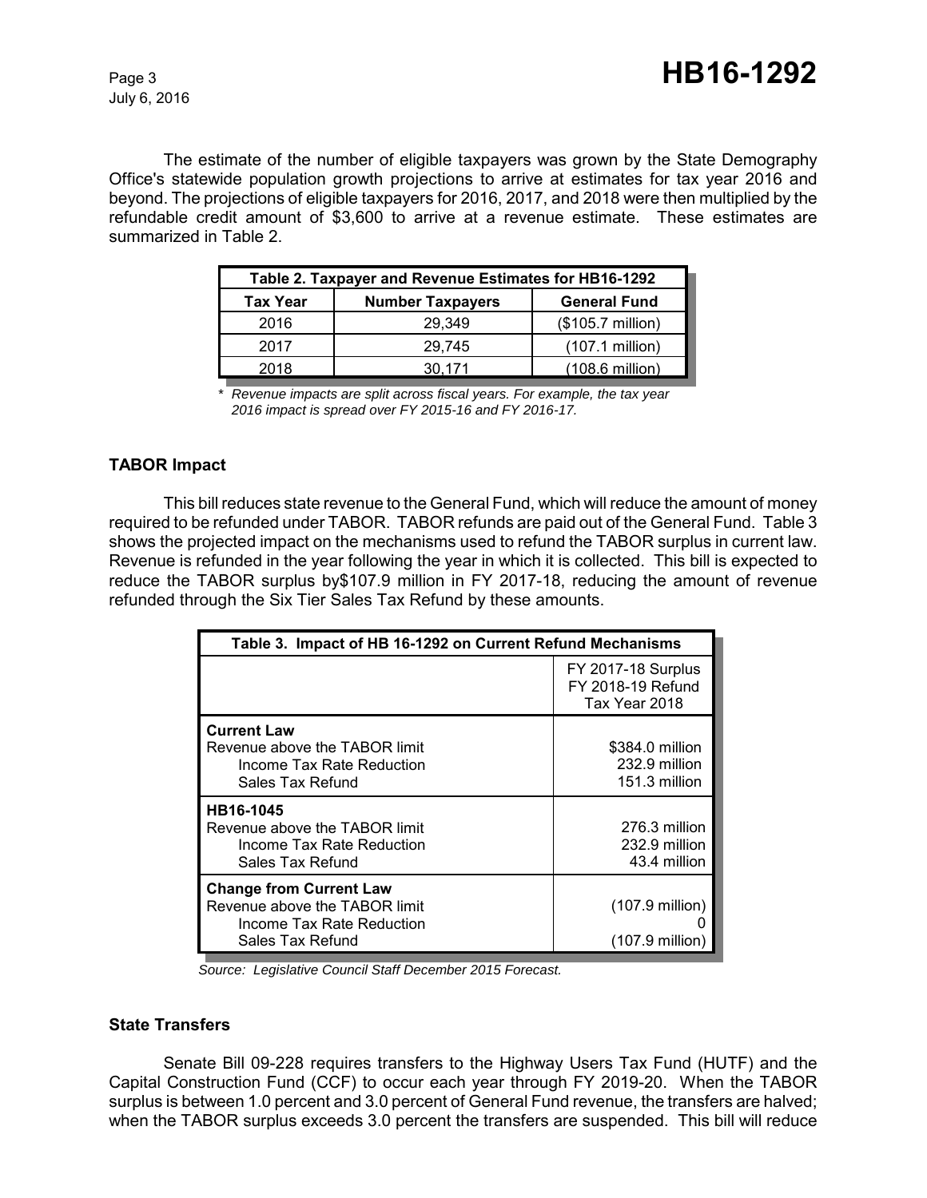The estimate of the number of eligible taxpayers was grown by the State Demography Office's statewide population growth projections to arrive at estimates for tax year 2016 and beyond. The projections of eligible taxpayers for 2016, 2017, and 2018 were then multiplied by the refundable credit amount of $3,600 to arrive at a revenue estimate. These estimates are summarized in Table 2.

| Table 2. Taxpayer and Revenue Estimates for HB16-1292 | | |
|---|---|---|
| **Tax Year** | **Number Taxpayers** | **General Fund** |
| 2016 | 29,349 | ($105.7 million) |
| 2017 | 29,745 | (107.1 million) |
| 2018 | 30,171 | (108.6 million) |

*\* Revenue impacts are split across fiscal years. For example, the tax year 2016 impact is spread over FY 2015-16 and FY 2016-17.*

### TABOR Impact

This bill reduces state revenue to the General Fund, which will reduce the amount of money required to be refunded under TABOR. TABOR refunds are paid out of the General Fund. Table 3 shows the projected impact on the mechanisms used to refund the TABOR surplus in current law. Revenue is refunded in the year following the year in which it is collected. This bill is expected to reduce the TABOR surplus by$107.9 million in FY 2017-18, reducing the amount of revenue refunded through the Six Tier Sales Tax Refund by these amounts.

| Table 3. Impact of HB 16-1292 on Current Refund Mechanisms | |
|---|---|
| | FY 2017-18 Surplus<br>FY 2018-19 Refund<br>Tax Year 2018 |
| **Current Law** | |
| Revenue above the TABOR limit | $384.0 million |
| Income Tax Rate Reduction | 232.9 million |
| Sales Tax Refund | 151.3 million |
| **HB16-1045** | |
| Revenue above the TABOR limit | 276.3 million |
| Income Tax Rate Reduction | 232.9 million |
| Sales Tax Refund | 43.4 million |
| **Change from Current Law** | |
| Revenue above the TABOR limit | (107.9 million) |
| Income Tax Rate Reduction | 0 |
| Sales Tax Refund | (107.9 million) |

*Source: Legislative Council Staff December 2015 Forecast.*

### State Transfers

Senate Bill 09-228 requires transfers to the Highway Users Tax Fund (HUTF) and the Capital Construction Fund (CCF) to occur each year through FY 2019-20. When the TABOR surplus is between 1.0 percent and 3.0 percent of General Fund revenue, the transfers are halved; when the TABOR surplus exceeds 3.0 percent the transfers are suspended. This bill will reduce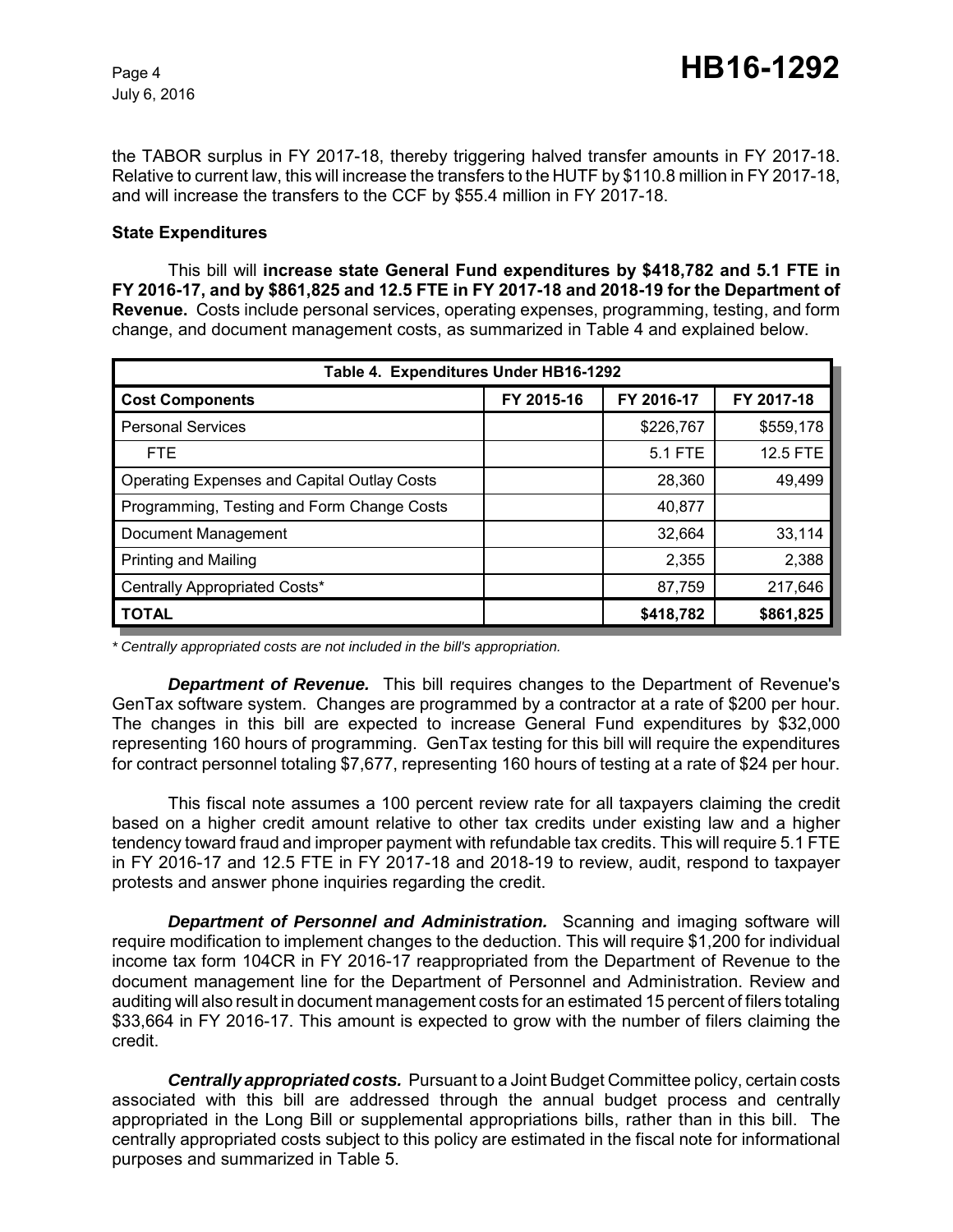the TABOR surplus in FY 2017-18, thereby triggering halved transfer amounts in FY 2017-18. Relative to current law, this will increase the transfers to the HUTF by $110.8 million in FY 2017-18, and will increase the transfers to the CCF by $55.4 million in FY 2017-18.

**State Expenditures**

This bill will **increase state General Fund expenditures by $418,782 and 5.1 FTE in FY 2016-17, and by $861,825 and 12.5 FTE in FY 2017-18 and 2018-19 for the Department of Revenue.** Costs include personal services, operating expenses, programming, testing, and form change, and document management costs, as summarized in Table 4 and explained below.

| Table 4. Expenditures Under HB16-1292 | | | |
|---|---|---|---|
| **Cost Components** | **FY 2015-16** | **FY 2016-17** | **FY 2017-18** |
| Personal Services | | $226,767 | $559,178 |
| FTE | | 5.1 FTE | 12.5 FTE |
| Operating Expenses and Capital Outlay Costs | | 28,360 | 49,499 |
| Programming, Testing and Form Change Costs | | 40,877 | |
| Document Management | | 32,664 | 33,114 |
| Printing and Mailing | | 2,355 | 2,388 |
| Centrally Appropriated Costs* | | 87,759 | 217,646 |
| **TOTAL** | | **$418,782** | **$861,825** |

*\* Centrally appropriated costs are not included in the bill's appropriation.*

***Department of Revenue.*** This bill requires changes to the Department of Revenue's GenTax software system. Changes are programmed by a contractor at a rate of $200 per hour. The changes in this bill are expected to increase General Fund expenditures by $32,000 representing 160 hours of programming. GenTax testing for this bill will require the expenditures for contract personnel totaling $7,677, representing 160 hours of testing at a rate of $24 per hour.

This fiscal note assumes a 100 percent review rate for all taxpayers claiming the credit based on a higher credit amount relative to other tax credits under existing law and a higher tendency toward fraud and improper payment with refundable tax credits. This will require 5.1 FTE in FY 2016-17 and 12.5 FTE in FY 2017-18 and 2018-19 to review, audit, respond to taxpayer protests and answer phone inquiries regarding the credit.

***Department of Personnel and Administration.*** Scanning and imaging software will require modification to implement changes to the deduction. This will require $1,200 for individual income tax form 104CR in FY 2016-17 reappropriated from the Department of Revenue to the document management line for the Department of Personnel and Administration. Review and auditing will also result in document management costs for an estimated 15 percent of filers totaling $33,664 in FY 2016-17. This amount is expected to grow with the number of filers claiming the credit.

***Centrally appropriated costs.*** Pursuant to a Joint Budget Committee policy, certain costs associated with this bill are addressed through the annual budget process and centrally appropriated in the Long Bill or supplemental appropriations bills, rather than in this bill. The centrally appropriated costs subject to this policy are estimated in the fiscal note for informational purposes and summarized in Table 5.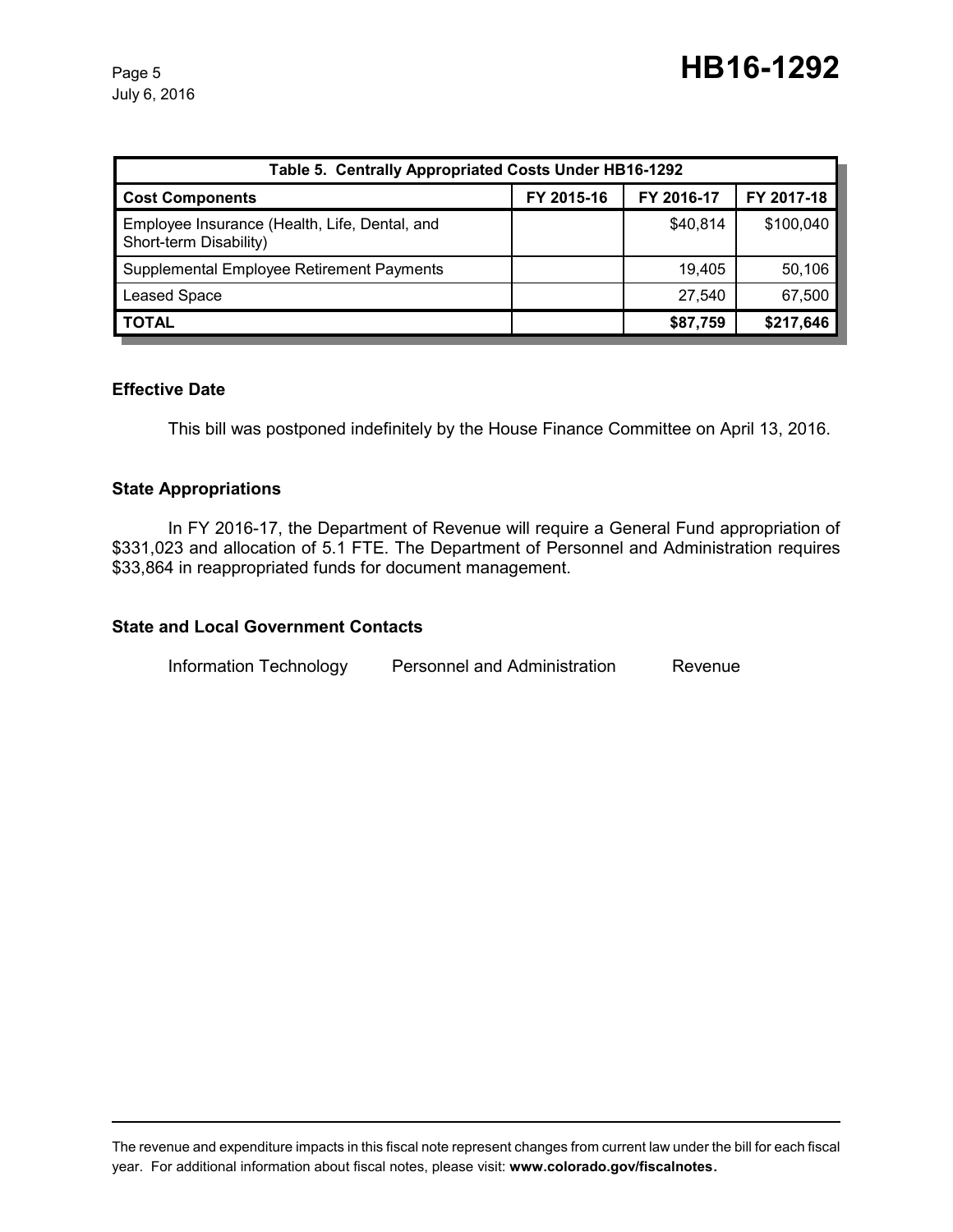| Table 5. Centrally Appropriated Costs Under HB16-1292 | | | |
|---|---|---|---|
| **Cost Components** | **FY 2015-16** | **FY 2016-17** | **FY 2017-18** |
| Employee Insurance (Health, Life, Dental, and Short-term Disability) | | $40,814 | $100,040 |
| Supplemental Employee Retirement Payments | | 19,405 | 50,106 |
| Leased Space | | 27,540 | 67,500 |
| **TOTAL** | | **$87,759** | **$217,646** |

### Effective Date

This bill was postponed indefinitely by the House Finance Committee on April 13, 2016.

### State Appropriations

In FY 2016-17, the Department of Revenue will require a General Fund appropriation of $331,023 and allocation of 5.1 FTE. The Department of Personnel and Administration requires $33,864 in reappropriated funds for document management.

### State and Local Government Contacts

Information Technology     Personnel and Administration     Revenue

The revenue and expenditure impacts in this fiscal note represent changes from current law under the bill for each fiscal year. For additional information about fiscal notes, please visit: **www.colorado.gov/fiscalnotes.**